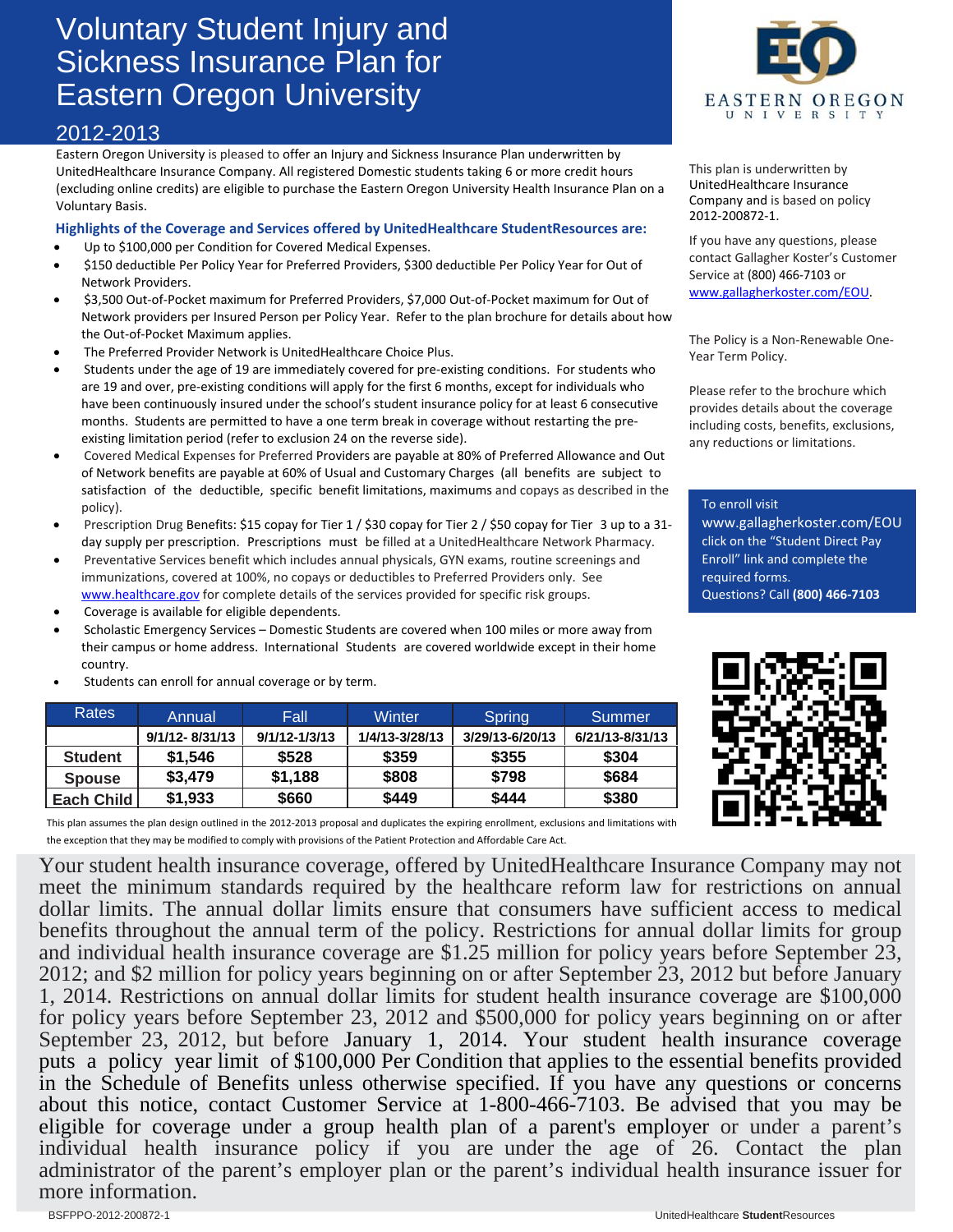# Voluntary Student Injury and Sickness Insurance Plan for Eastern Oregon University

## 2012-2013

Eastern Oregon University is pleased to offer an Injury and Sickness Insurance Plan underwritten by UnitedHealthcare Insurance Company. All registered Domestic students taking 6 or more credit hours (excluding online credits) are eligible to purchase the Eastern Oregon University Health Insurance Plan on a Voluntary Basis.

**Highlights of the Coverage and Services offered by UnitedHealthcare StudentResources are:**

- Up to $100,000 per Condition for Covered Medical Expenses.
- $150 deductible Per Policy Year for Preferred Providers, $300 deductible Per Policy Year for Out of Network Providers.
- $3,500 Out-of-Pocket maximum for Preferred Providers, $7,000 Out-of-Pocket maximum for Out of Network providers per Insured Person per Policy Year. Refer to the plan brochure for details about how the Out-of-Pocket Maximum applies.
- The Preferred Provider Network is UnitedHealthcare Choice Plus.
- Students under the age of 19 are immediately covered for pre-existing conditions. For students who are 19 and over, pre-existing conditions will apply for the first 6 months, except for individuals who have been continuously insured under the school's student insurance policy for at least 6 consecutive months. Students are permitted to have a one term break in coverage without restarting the pre-existing limitation period (refer to exclusion 24 on the reverse side).
- Covered Medical Expenses for Preferred Providers are payable at 80% of Preferred Allowance and Out of Network benefits are payable at 60% of Usual and Customary Charges (all benefits are subject to satisfaction of the deductible, specific benefit limitations, maximums and copays as described in the policy).
- Prescription Drug Benefits: $15 copay for Tier 1 / $30 copay for Tier 2 / $50 copay for Tier 3 up to a 31-day supply per prescription. Prescriptions must be filled at a UnitedHealthcare Network Pharmacy.
- Preventative Services benefit which includes annual physicals, GYN exams, routine screenings and immunizations, covered at 100%, no copays or deductibles to Preferred Providers only. See www.healthcare.gov for complete details of the services provided for specific risk groups.
- Coverage is available for eligible dependents.
- Scholastic Emergency Services – Domestic Students are covered when 100 miles or more away from their campus or home address. International Students are covered worldwide except in their home country.
- Students can enroll for annual coverage or by term.

| Rates | Annual | Fall | Winter | Spring | Summer |
|---|---|---|---|---|---|
| | 9/1/12- 8/31/13 | 9/1/12-1/3/13 | 1/4/13-3/28/13 | 3/29/13-6/20/13 | 6/21/13-8/31/13 |
| **Student** | **$1,546** | **$528** | **$359** | **$355** | **$304** |
| **Spouse** | **$3,479** | **$1,188** | **$808** | **$798** | **$684** |
| **Each Child** | **$1,933** | **$660** | **$449** | **$444** | **$380** |

This plan assumes the plan design outlined in the 2012-2013 proposal and duplicates the expiring enrollment, exclusions and limitations with the exception that they may be modified to comply with provisions of the Patient Protection and Affordable Care Act.

This plan is underwritten by UnitedHealthcare Insurance Company and is based on policy 2012-200872-1.

If you have any questions, please contact Gallagher Koster's Customer Service at (800) 466-7103 or www.gallagherkoster.com/EOU.

The Policy is a Non-Renewable One-Year Term Policy.

Please refer to the brochure which provides details about the coverage including costs, benefits, exclusions, any reductions or limitations.

To enroll visit www.gallagherkoster.com/EOU click on the "Student Direct Pay Enroll" link and complete the required forms.
Questions? Call **(800) 466-7103**

Your student health insurance coverage, offered by UnitedHealthcare Insurance Company may not meet the minimum standards required by the healthcare reform law for restrictions on annual dollar limits. The annual dollar limits ensure that consumers have sufficient access to medical benefits throughout the annual term of the policy. Restrictions for annual dollar limits for group and individual health insurance coverage are $1.25 million for policy years before September 23, 2012; and $2 million for policy years beginning on or after September 23, 2012 but before January 1, 2014. Restrictions on annual dollar limits for student health insurance coverage are $100,000 for policy years before September 23, 2012 and $500,000 for policy years beginning on or after September 23, 2012, but before January 1, 2014. Your student health insurance coverage puts a policy year limit of $100,000 Per Condition that applies to the essential benefits provided in the Schedule of Benefits unless otherwise specified. If you have any questions or concerns about this notice, contact Customer Service at 1-800-466-7103. Be advised that you may be eligible for coverage under a group health plan of a parent's employer or under a parent's individual health insurance policy if you are under the age of 26. Contact the plan administrator of the parent's employer plan or the parent's individual health insurance issuer for more information.

BSFPPO-2012-200872-1

UnitedHealthcare **Student**Resources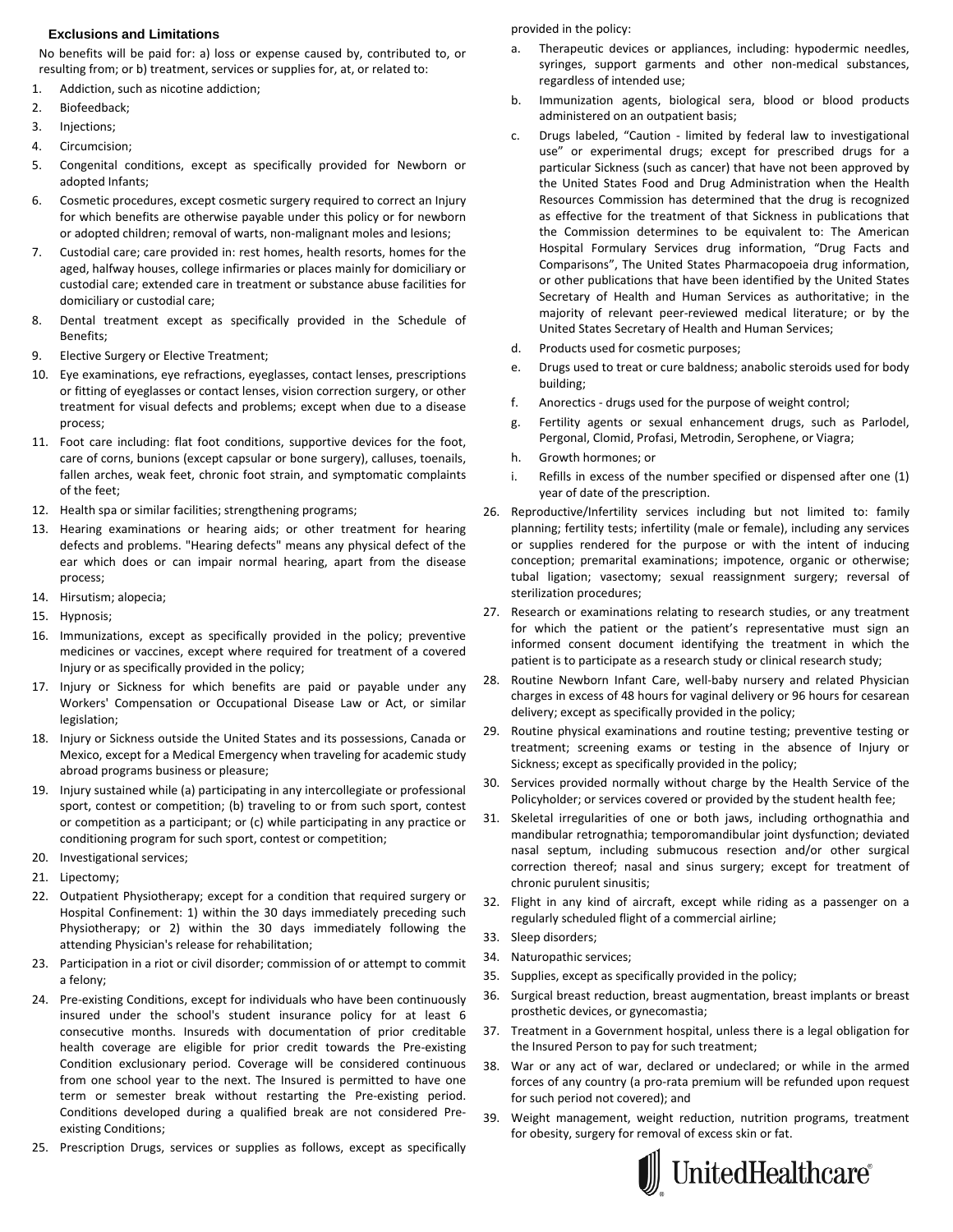### Exclusions and Limitations

No benefits will be paid for: a) loss or expense caused by, contributed to, or resulting from; or b) treatment, services or supplies for, at, or related to:

1. Addiction, such as nicotine addiction;
2. Biofeedback;
3. Injections;
4. Circumcision;
5. Congenital conditions, except as specifically provided for Newborn or adopted Infants;
6. Cosmetic procedures, except cosmetic surgery required to correct an Injury for which benefits are otherwise payable under this policy or for newborn or adopted children; removal of warts, non-malignant moles and lesions;
7. Custodial care; care provided in: rest homes, health resorts, homes for the aged, halfway houses, college infirmaries or places mainly for domiciliary or custodial care; extended care in treatment or substance abuse facilities for domiciliary or custodial care;
8. Dental treatment except as specifically provided in the Schedule of Benefits;
9. Elective Surgery or Elective Treatment;
10. Eye examinations, eye refractions, eyeglasses, contact lenses, prescriptions or fitting of eyeglasses or contact lenses, vision correction surgery, or other treatment for visual defects and problems; except when due to a disease process;
11. Foot care including: flat foot conditions, supportive devices for the foot, care of corns, bunions (except capsular or bone surgery), calluses, toenails, fallen arches, weak feet, chronic foot strain, and symptomatic complaints of the feet;
12. Health spa or similar facilities; strengthening programs;
13. Hearing examinations or hearing aids; or other treatment for hearing defects and problems. "Hearing defects" means any physical defect of the ear which does or can impair normal hearing, apart from the disease process;
14. Hirsutism; alopecia;
15. Hypnosis;
16. Immunizations, except as specifically provided in the policy; preventive medicines or vaccines, except where required for treatment of a covered Injury or as specifically provided in the policy;
17. Injury or Sickness for which benefits are paid or payable under any Workers' Compensation or Occupational Disease Law or Act, or similar legislation;
18. Injury or Sickness outside the United States and its possessions, Canada or Mexico, except for a Medical Emergency when traveling for academic study abroad programs business or pleasure;
19. Injury sustained while (a) participating in any intercollegiate or professional sport, contest or competition; (b) traveling to or from such sport, contest or competition as a participant; or (c) while participating in any practice or conditioning program for such sport, contest or competition;
20. Investigational services;
21. Lipectomy;
22. Outpatient Physiotherapy; except for a condition that required surgery or Hospital Confinement: 1) within the 30 days immediately preceding such Physiotherapy; or 2) within the 30 days immediately following the attending Physician's release for rehabilitation;
23. Participation in a riot or civil disorder; commission of or attempt to commit a felony;
24. Pre-existing Conditions, except for individuals who have been continuously insured under the school's student insurance policy for at least 6 consecutive months. Insureds with documentation of prior creditable health coverage are eligible for prior credit towards the Pre-existing Condition exclusionary period. Coverage will be considered continuous from one school year to the next. The Insured is permitted to have one term or semester break without restarting the Pre-existing period. Conditions developed during a qualified break are not considered Pre-existing Conditions;
25. Prescription Drugs, services or supplies as follows, except as specifically provided in the policy:
    a. Therapeutic devices or appliances, including: hypodermic needles, syringes, support garments and other non-medical substances, regardless of intended use;
    b. Immunization agents, biological sera, blood or blood products administered on an outpatient basis;
    c. Drugs labeled, "Caution - limited by federal law to investigational use" or experimental drugs; except for prescribed drugs for a particular Sickness (such as cancer) that have not been approved by the United States Food and Drug Administration when the Health Resources Commission has determined that the drug is recognized as effective for the treatment of that Sickness in publications that the Commission determines to be equivalent to: The American Hospital Formulary Services drug information, "Drug Facts and Comparisons", The United States Pharmacopoeia drug information, or other publications that have been identified by the United States Secretary of Health and Human Services as authoritative; in the majority of relevant peer-reviewed medical literature; or by the United States Secretary of Health and Human Services;
    d. Products used for cosmetic purposes;
    e. Drugs used to treat or cure baldness; anabolic steroids used for body building;
    f. Anorectics - drugs used for the purpose of weight control;
    g. Fertility agents or sexual enhancement drugs, such as Parlodel, Pergonal, Clomid, Profasi, Metrodin, Serophene, or Viagra;
    h. Growth hormones; or
    i. Refills in excess of the number specified or dispensed after one (1) year of date of the prescription.
26. Reproductive/Infertility services including but not limited to: family planning; fertility tests; infertility (male or female), including any services or supplies rendered for the purpose or with the intent of inducing conception; premarital examinations; impotence, organic or otherwise; tubal ligation; vasectomy; sexual reassignment surgery; reversal of sterilization procedures;
27. Research or examinations relating to research studies, or any treatment for which the patient or the patient's representative must sign an informed consent document identifying the treatment in which the patient is to participate as a research study or clinical research study;
28. Routine Newborn Infant Care, well-baby nursery and related Physician charges in excess of 48 hours for vaginal delivery or 96 hours for cesarean delivery; except as specifically provided in the policy;
29. Routine physical examinations and routine testing; preventive testing or treatment; screening exams or testing in the absence of Injury or Sickness; except as specifically provided in the policy;
30. Services provided normally without charge by the Health Service of the Policyholder; or services covered or provided by the student health fee;
31. Skeletal irregularities of one or both jaws, including orthognathia and mandibular retrognathia; temporomandibular joint dysfunction; deviated nasal septum, including submucous resection and/or other surgical correction thereof; nasal and sinus surgery; except for treatment of chronic purulent sinusitis;
32. Flight in any kind of aircraft, except while riding as a passenger on a regularly scheduled flight of a commercial airline;
33. Sleep disorders;
34. Naturopathic services;
35. Supplies, except as specifically provided in the policy;
36. Surgical breast reduction, breast augmentation, breast implants or breast prosthetic devices, or gynecomastia;
37. Treatment in a Government hospital, unless there is a legal obligation for the Insured Person to pay for such treatment;
38. War or any act of war, declared or undeclared; or while in the armed forces of any country (a pro-rata premium will be refunded upon request for such period not covered); and
39. Weight management, weight reduction, nutrition programs, treatment for obesity, surgery for removal of excess skin or fat.

UnitedHealthcare®